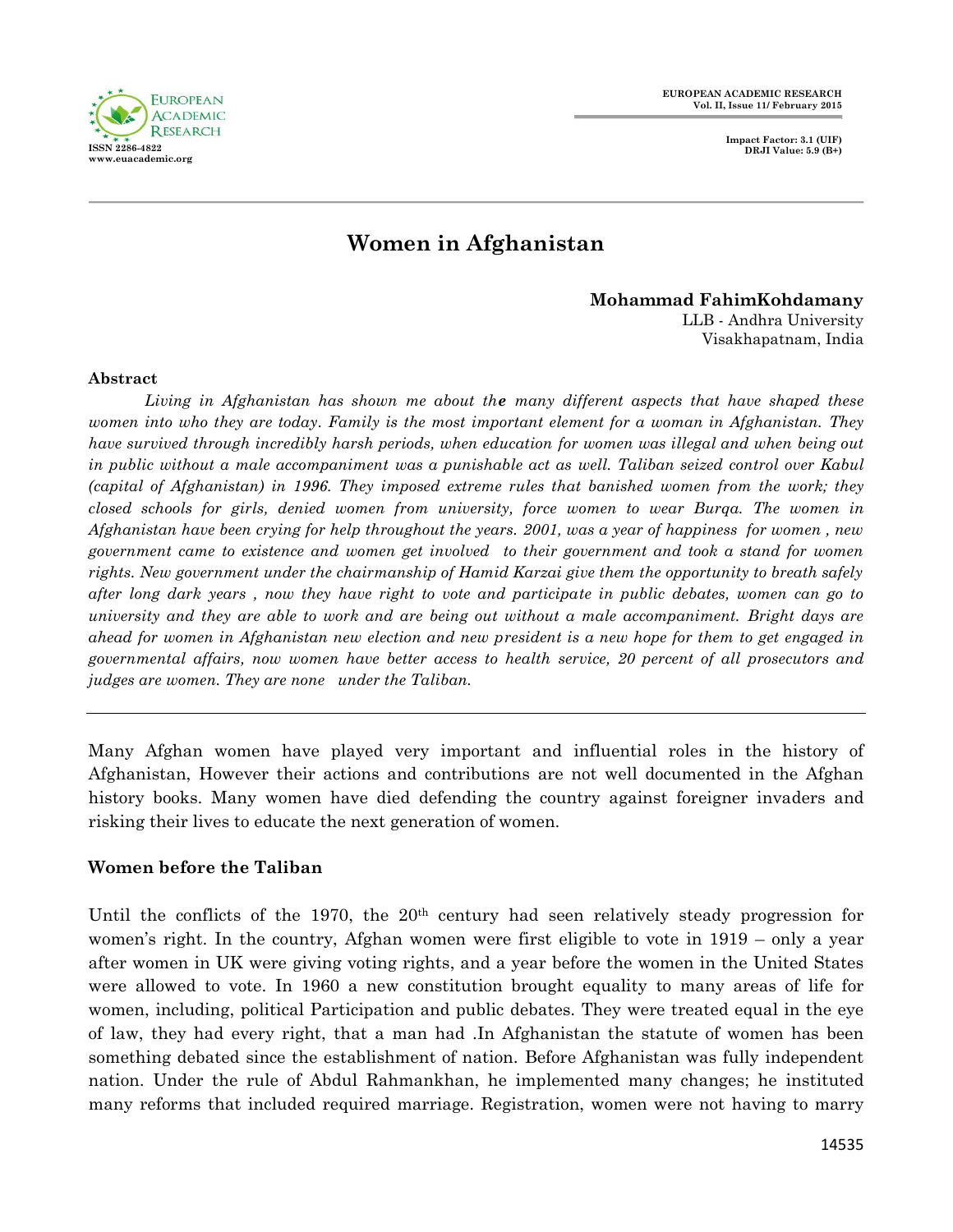# Women in Afghanistan

**Mohammad FahimKohdamany**
LLB - Andhra University
Visakhapatnam, India

**Abstract**

*Living in Afghanistan has shown me about the many different aspects that have shaped these women into who they are today. Family is the most important element for a woman in Afghanistan. They have survived through incredibly harsh periods, when education for women was illegal and when being out in public without a male accompaniment was a punishable act as well. Taliban seized control over Kabul (capital of Afghanistan) in 1996. They imposed extreme rules that banished women from the work; they closed schools for girls, denied women from university, force women to wear Burqa. The women in Afghanistan have been crying for help throughout the years. 2001, was a year of happiness for women , new government came to existence and women get involved to their government and took a stand for women rights. New government under the chairmanship of Hamid Karzai give them the opportunity to breath safely after long dark years , now they have right to vote and participate in public debates, women can go to university and they are able to work and are being out without a male accompaniment. Bright days are ahead for women in Afghanistan new election and new president is a new hope for them to get engaged in governmental affairs, now women have better access to health service, 20 percent of all prosecutors and judges are women. They are none under the Taliban.*

---

Many Afghan women have played very important and influential roles in the history of Afghanistan, However their actions and contributions are not well documented in the Afghan history books. Many women have died defending the country against foreigner invaders and risking their lives to educate the next generation of women.

## Women before the Taliban

Until the conflicts of the 1970, the 20th century had seen relatively steady progression for women's right. In the country, Afghan women were first eligible to vote in 1919 – only a year after women in UK were giving voting rights, and a year before the women in the United States were allowed to vote. In 1960 a new constitution brought equality to many areas of life for women, including, political Participation and public debates. They were treated equal in the eye of law, they had every right, that a man had .In Afghanistan the statute of women has been something debated since the establishment of nation. Before Afghanistan was fully independent nation. Under the rule of Abdul Rahmankhan, he implemented many changes; he instituted many reforms that included required marriage. Registration, women were not having to marry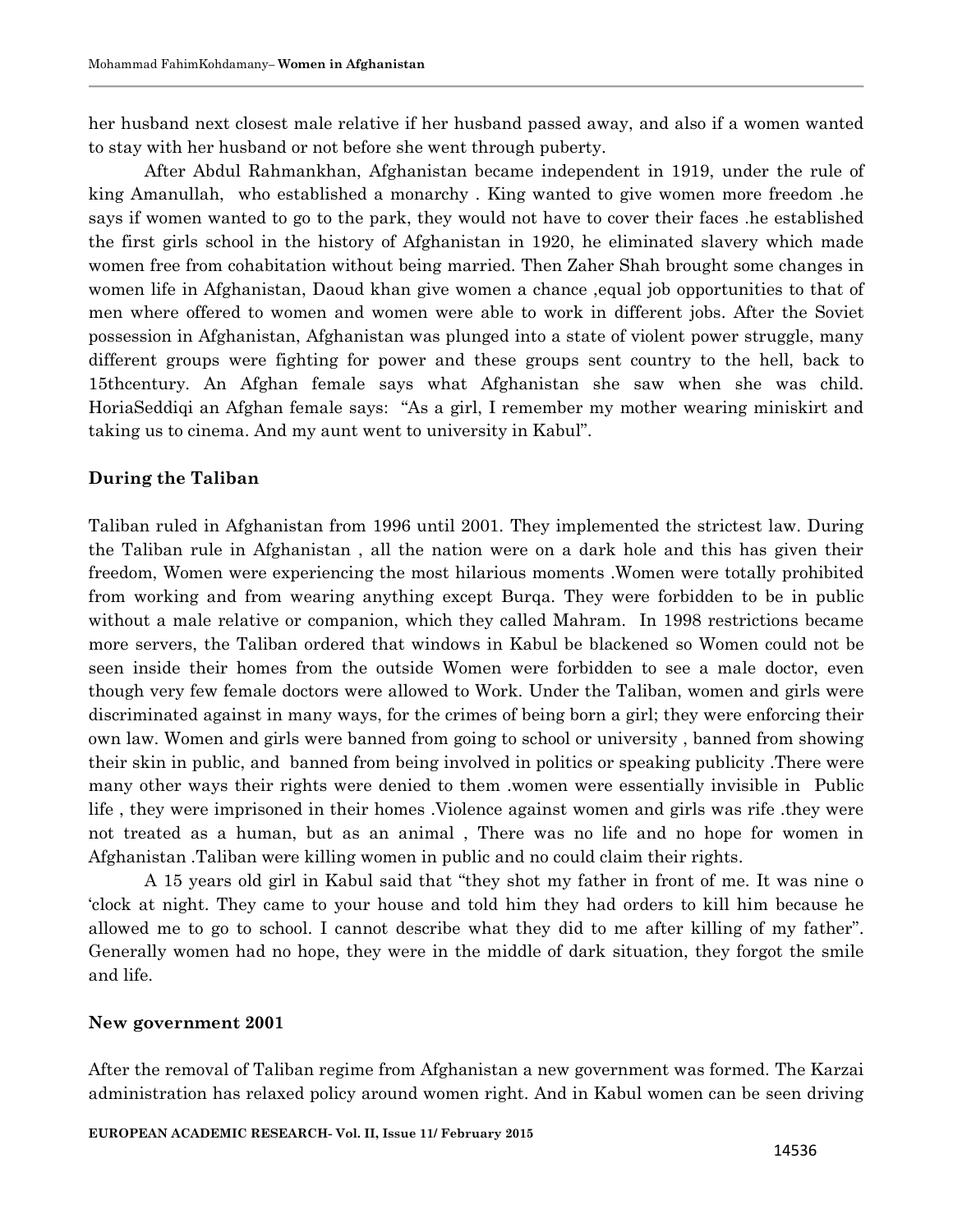her husband next closest male relative if her husband passed away, and also if a women wanted to stay with her husband or not before she went through puberty.

After Abdul Rahmankhan, Afghanistan became independent in 1919, under the rule of king Amanullah, who established a monarchy . King wanted to give women more freedom .he says if women wanted to go to the park, they would not have to cover their faces .he established the first girls school in the history of Afghanistan in 1920, he eliminated slavery which made women free from cohabitation without being married. Then Zaher Shah brought some changes in women life in Afghanistan, Daoud khan give women a chance ,equal job opportunities to that of men where offered to women and women were able to work in different jobs. After the Soviet possession in Afghanistan, Afghanistan was plunged into a state of violent power struggle, many different groups were fighting for power and these groups sent country to the hell, back to 15thcentury. An Afghan female says what Afghanistan she saw when she was child. HoriaSeddiqi an Afghan female says: "As a girl, I remember my mother wearing miniskirt and taking us to cinema. And my aunt went to university in Kabul".

**During the Taliban**

Taliban ruled in Afghanistan from 1996 until 2001. They implemented the strictest law. During the Taliban rule in Afghanistan , all the nation were on a dark hole and this has given their freedom, Women were experiencing the most hilarious moments .Women were totally prohibited from working and from wearing anything except Burqa. They were forbidden to be in public without a male relative or companion, which they called Mahram. In 1998 restrictions became more servers, the Taliban ordered that windows in Kabul be blackened so Women could not be seen inside their homes from the outside Women were forbidden to see a male doctor, even though very few female doctors were allowed to Work. Under the Taliban, women and girls were discriminated against in many ways, for the crimes of being born a girl; they were enforcing their own law. Women and girls were banned from going to school or university , banned from showing their skin in public, and banned from being involved in politics or speaking publicity .There were many other ways their rights were denied to them .women were essentially invisible in Public life , they were imprisoned in their homes .Violence against women and girls was rife .they were not treated as a human, but as an animal , There was no life and no hope for women in Afghanistan .Taliban were killing women in public and no could claim their rights.

A 15 years old girl in Kabul said that "they shot my father in front of me. It was nine o 'clock at night. They came to your house and told him they had orders to kill him because he allowed me to go to school. I cannot describe what they did to me after killing of my father". Generally women had no hope, they were in the middle of dark situation, they forgot the smile and life.

**New government 2001**

After the removal of Taliban regime from Afghanistan a new government was formed. The Karzai administration has relaxed policy around women right. And in Kabul women can be seen driving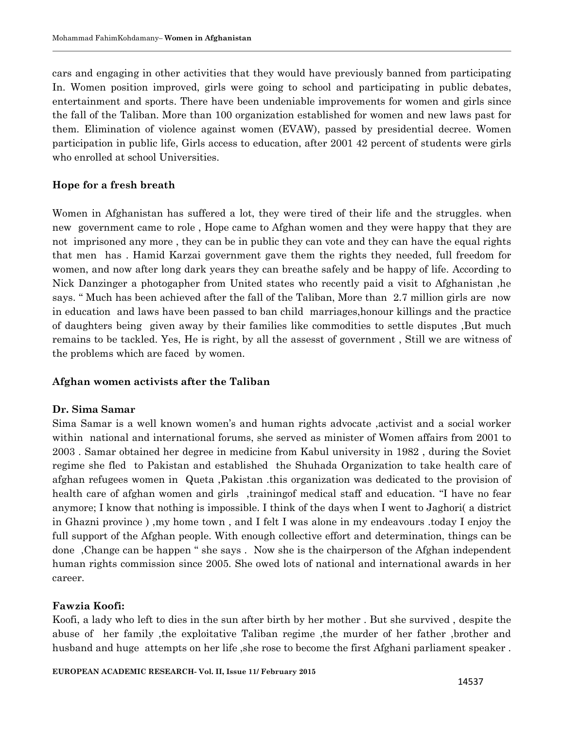cars and engaging in other activities that they would have previously banned from participating In. Women position improved, girls were going to school and participating in public debates, entertainment and sports. There have been undeniable improvements for women and girls since the fall of the Taliban. More than 100 organization established for women and new laws past for them. Elimination of violence against women (EVAW), passed by presidential decree. Women participation in public life, Girls access to education, after 2001 42 percent of students were girls who enrolled at school Universities.

### Hope for a fresh breath

Women in Afghanistan has suffered a lot, they were tired of their life and the struggles. when new government came to role , Hope came to Afghan women and they were happy that they are not imprisoned any more , they can be in public they can vote and they can have the equal rights that men has . Hamid Karzai government gave them the rights they needed, full freedom for women, and now after long dark years they can breathe safely and be happy of life. According to Nick Danzinger a photogapher from United states who recently paid a visit to Afghanistan ,he says. " Much has been achieved after the fall of the Taliban, More than 2.7 million girls are now in education and laws have been passed to ban child marriages,honour killings and the practice of daughters being given away by their families like commodities to settle disputes ,But much remains to be tackled. Yes, He is right, by all the assesst of government , Still we are witness of the problems which are faced by women.

### Afghan women activists after the Taliban

#### Dr. Sima Samar

Sima Samar is a well known women's and human rights advocate ,activist and a social worker within national and international forums, she served as minister of Women affairs from 2001 to 2003 . Samar obtained her degree in medicine from Kabul university in 1982 , during the Soviet regime she fled to Pakistan and established the Shuhada Organization to take health care of afghan refugees women in Queta ,Pakistan .this organization was dedicated to the provision of health care of afghan women and girls ,trainingof medical staff and education. "I have no fear anymore; I know that nothing is impossible. I think of the days when I went to Jaghori( a district in Ghazni province ) ,my home town , and I felt I was alone in my endeavours .today I enjoy the full support of the Afghan people. With enough collective effort and determination, things can be done ,Change can be happen " she says . Now she is the chairperson of the Afghan independent human rights commission since 2005. She owed lots of national and international awards in her career.

#### Fawzia Koofi:

Koofi, a lady who left to dies in the sun after birth by her mother . But she survived , despite the abuse of her family ,the exploitative Taliban regime ,the murder of her father ,brother and husband and huge attempts on her life ,she rose to become the first Afghani parliament speaker .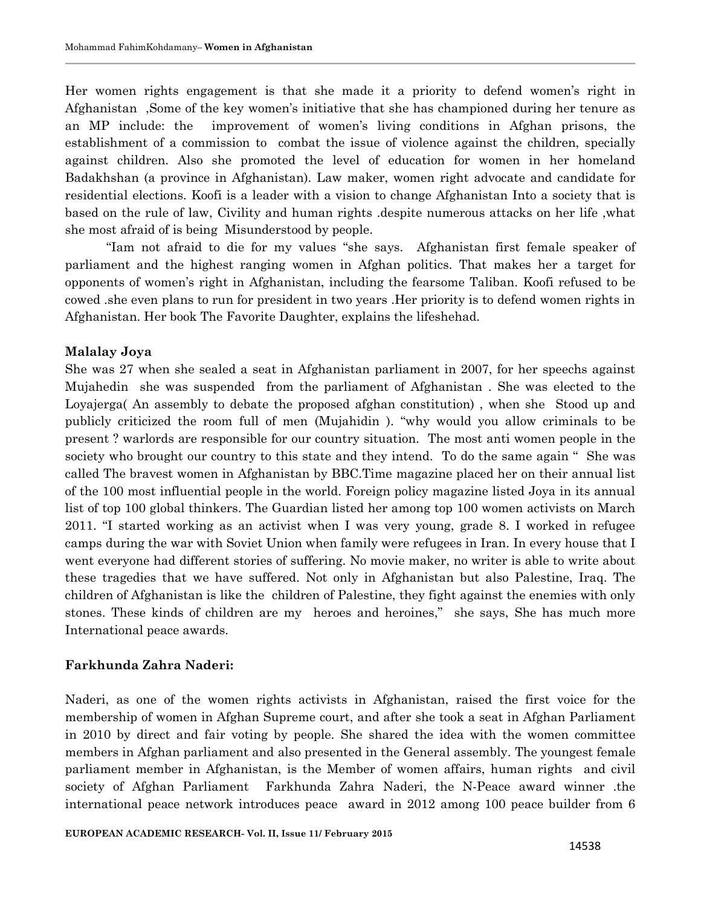Her women rights engagement is that she made it a priority to defend women's right in Afghanistan ,Some of the key women's initiative that she has championed during her tenure as an MP include: the improvement of women's living conditions in Afghan prisons, the establishment of a commission to combat the issue of violence against the children, specially against children. Also she promoted the level of education for women in her homeland Badakhshan (a province in Afghanistan). Law maker, women right advocate and candidate for residential elections. Koofi is a leader with a vision to change Afghanistan Into a society that is based on the rule of law, Civility and human rights .despite numerous attacks on her life ,what she most afraid of is being Misunderstood by people.

"Iam not afraid to die for my values "she says. Afghanistan first female speaker of parliament and the highest ranging women in Afghan politics. That makes her a target for opponents of women's right in Afghanistan, including the fearsome Taliban. Koofi refused to be cowed .she even plans to run for president in two years .Her priority is to defend women rights in Afghanistan. Her book The Favorite Daughter, explains the lifeshehad.

**Malalay Joya**

She was 27 when she sealed a seat in Afghanistan parliament in 2007, for her speechs against Mujahedin she was suspended from the parliament of Afghanistan . She was elected to the Loyajerga( An assembly to debate the proposed afghan constitution) , when she Stood up and publicly criticized the room full of men (Mujahidin ). "why would you allow criminals to be present ? warlords are responsible for our country situation. The most anti women people in the society who brought our country to this state and they intend. To do the same again " She was called The bravest women in Afghanistan by BBC.Time magazine placed her on their annual list of the 100 most influential people in the world. Foreign policy magazine listed Joya in its annual list of top 100 global thinkers. The Guardian listed her among top 100 women activists on March 2011. "I started working as an activist when I was very young, grade 8. I worked in refugee camps during the war with Soviet Union when family were refugees in Iran. In every house that I went everyone had different stories of suffering. No movie maker, no writer is able to write about these tragedies that we have suffered. Not only in Afghanistan but also Palestine, Iraq. The children of Afghanistan is like the children of Palestine, they fight against the enemies with only stones. These kinds of children are my heroes and heroines," she says, She has much more International peace awards.

**Farkhunda Zahra Naderi:**

Naderi, as one of the women rights activists in Afghanistan, raised the first voice for the membership of women in Afghan Supreme court, and after she took a seat in Afghan Parliament in 2010 by direct and fair voting by people. She shared the idea with the women committee members in Afghan parliament and also presented in the General assembly. The youngest female parliament member in Afghanistan, is the Member of women affairs, human rights and civil society of Afghan Parliament Farkhunda Zahra Naderi, the N-Peace award winner .the international peace network introduces peace award in 2012 among 100 peace builder from 6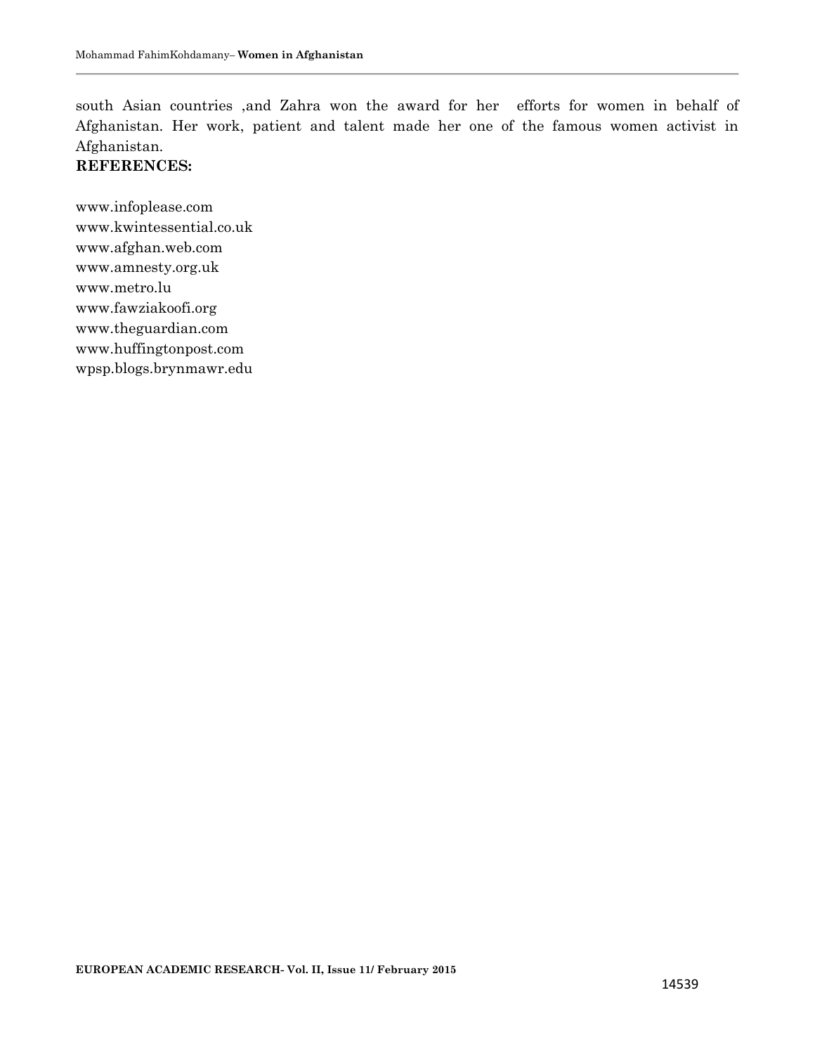south Asian countries ,and Zahra won the award for her efforts for women in behalf of Afghanistan. Her work, patient and talent made her one of the famous women activist in Afghanistan.

**REFERENCES:**

www.infoplease.com
www.kwintessential.co.uk
www.afghan.web.com
www.amnesty.org.uk
www.metro.lu
www.fawziakoofi.org
www.theguardian.com
www.huffingtonpost.com
wpsp.blogs.brynmawr.edu